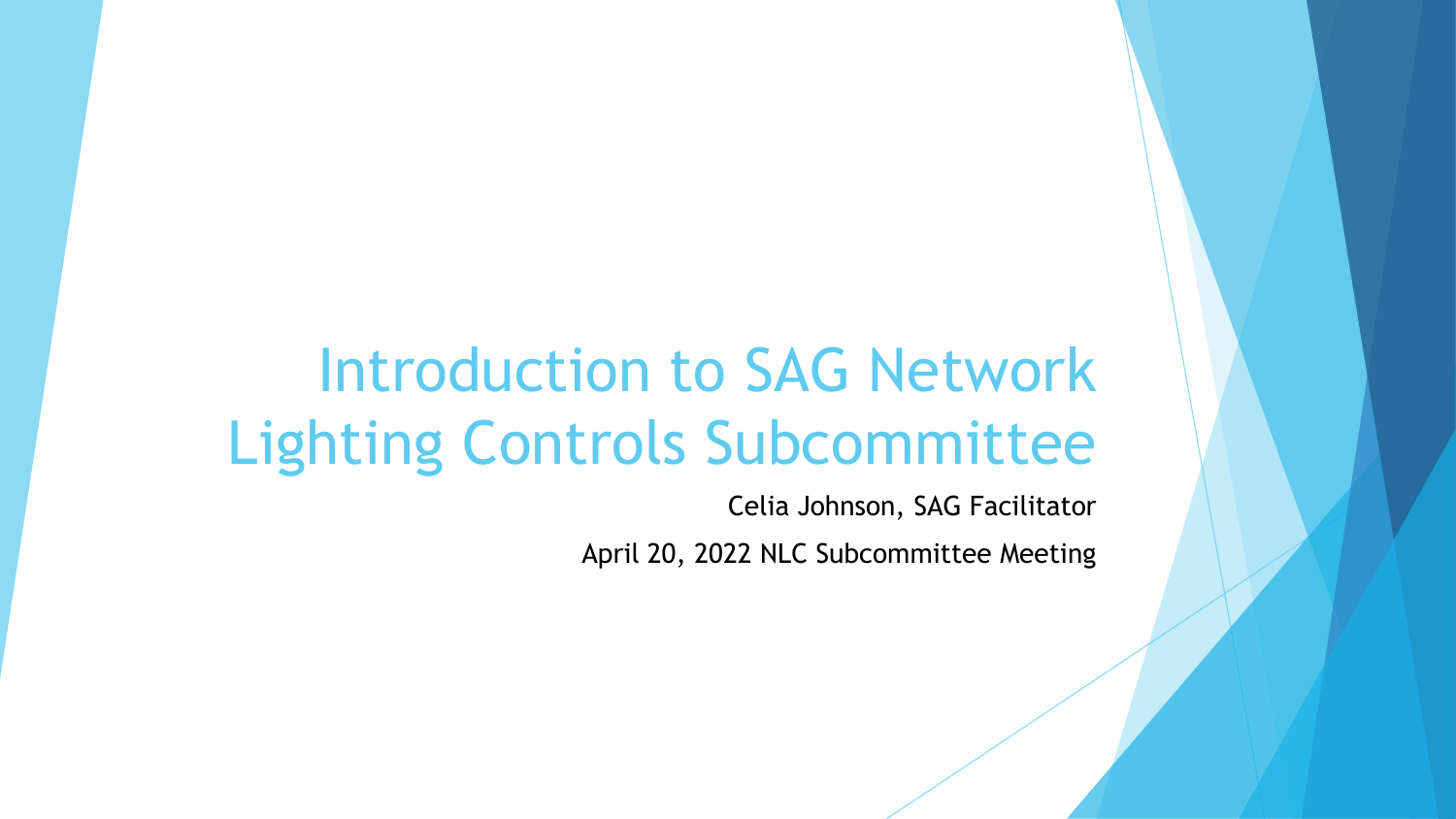# Introduction to SAG Network Lighting Controls Subcommittee

Celia Johnson, SAG Facilitator

April 20, 2022 NLC Subcommittee Meeting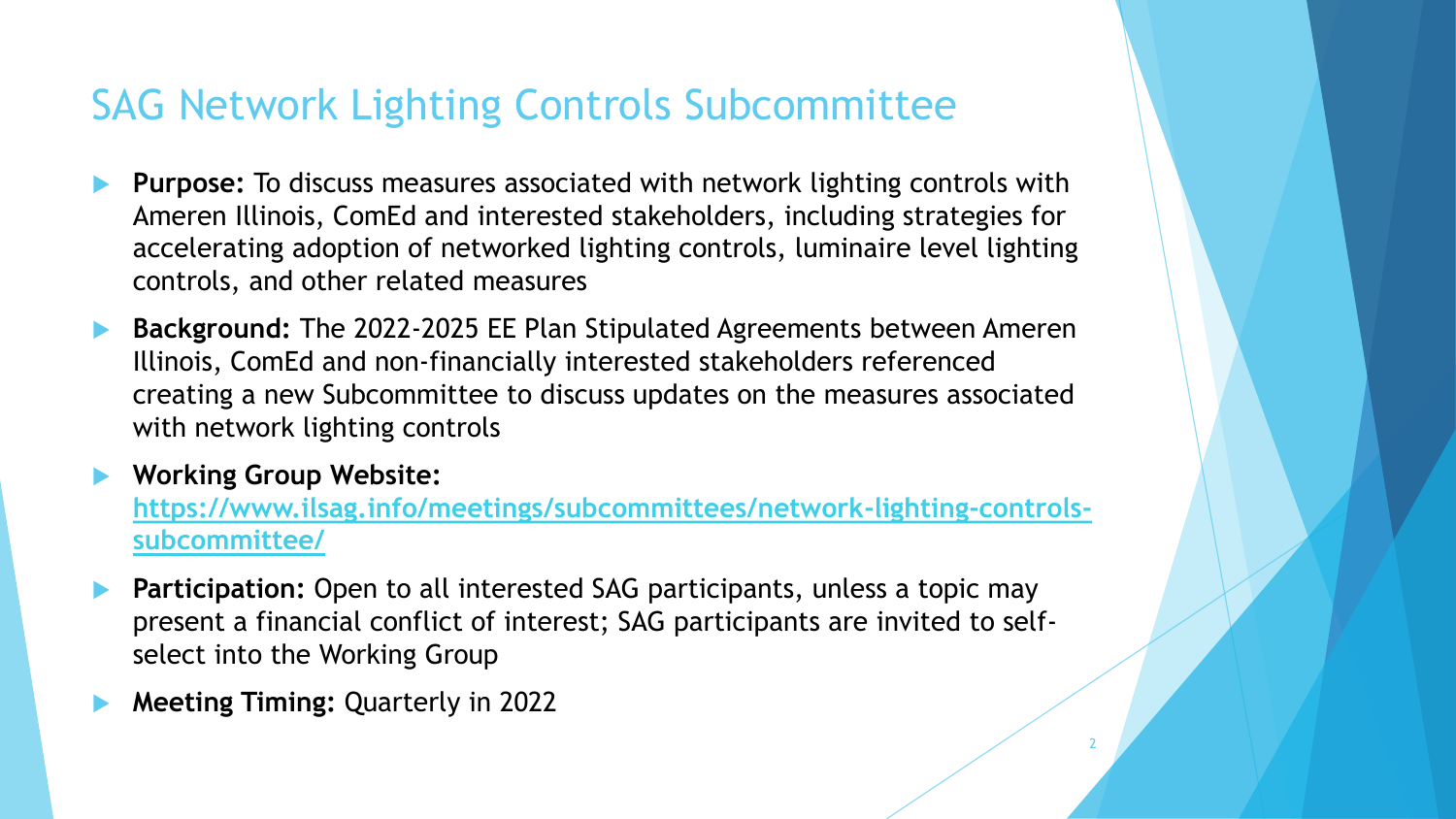# SAG Network Lighting Controls Subcommittee

- **Purpose:** To discuss measures associated with network lighting controls with Ameren Illinois, ComEd and interested stakeholders, including strategies for accelerating adoption of networked lighting controls, luminaire level lighting controls, and other related measures
- **Background:** The 2022-2025 EE Plan Stipulated Agreements between Ameren Illinois, ComEd and non-financially interested stakeholders referenced creating a new Subcommittee to discuss updates on the measures associated with network lighting controls
- **Working Group Website:** [https://www.ilsag.info/meetings/subcommittees/network-lighting-controls-subcommittee/](https://www.ilsag.info/meetings/subcommittees/network-lighting-controls-subcommittee/)
- **Participation:** Open to all interested SAG participants, unless a topic may present a financial conflict of interest; SAG participants are invited to self-select into the Working Group
- **Meeting Timing:** Quarterly in 2022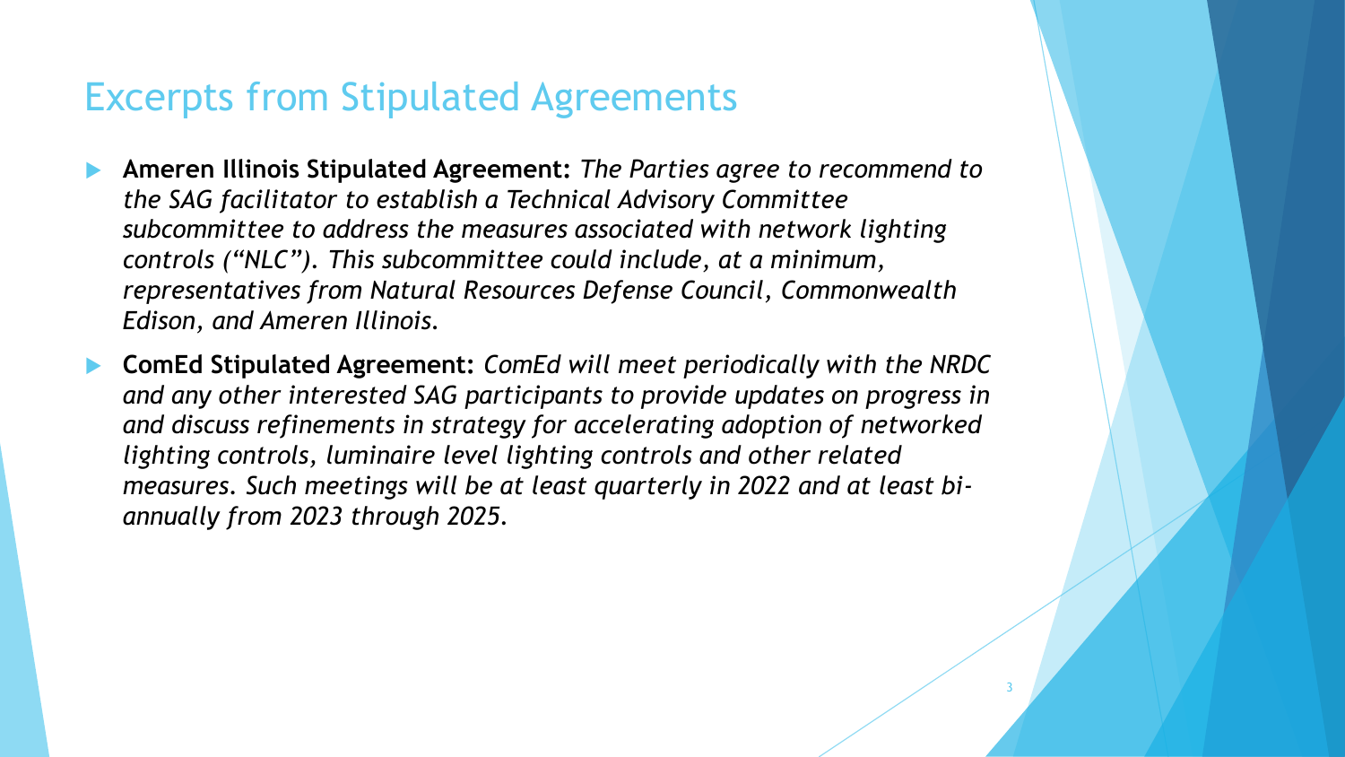# Excerpts from Stipulated Agreements

- **Ameren Illinois Stipulated Agreement:** *The Parties agree to recommend to the SAG facilitator to establish a Technical Advisory Committee subcommittee to address the measures associated with network lighting controls ("NLC"). This subcommittee could include, at a minimum, representatives from Natural Resources Defense Council, Commonwealth Edison, and Ameren Illinois.*
- **ComEd Stipulated Agreement:** *ComEd will meet periodically with the NRDC and any other interested SAG participants to provide updates on progress in and discuss refinements in strategy for accelerating adoption of networked lighting controls, luminaire level lighting controls and other related measures. Such meetings will be at least quarterly in 2022 and at least bi-annually from 2023 through 2025.*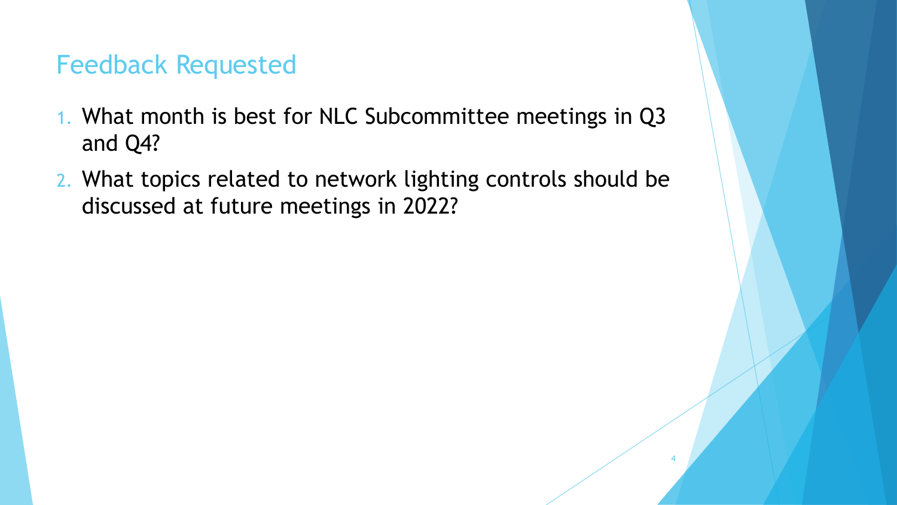## Feedback Requested

1. What month is best for NLC Subcommittee meetings in Q3 and Q4?
2. What topics related to network lighting controls should be discussed at future meetings in 2022?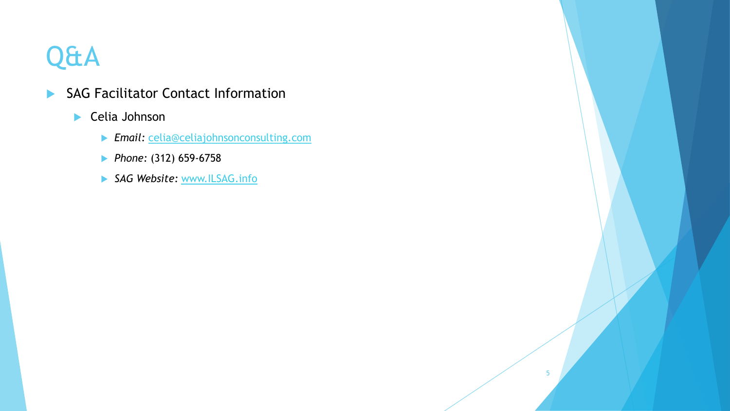# Q&A

- SAG Facilitator Contact Information
  - Celia Johnson
    - *Email:* celia@celiajohnsonconsulting.com
    - *Phone:* (312) 659-6758
    - *SAG Website:* www.ILSAG.info